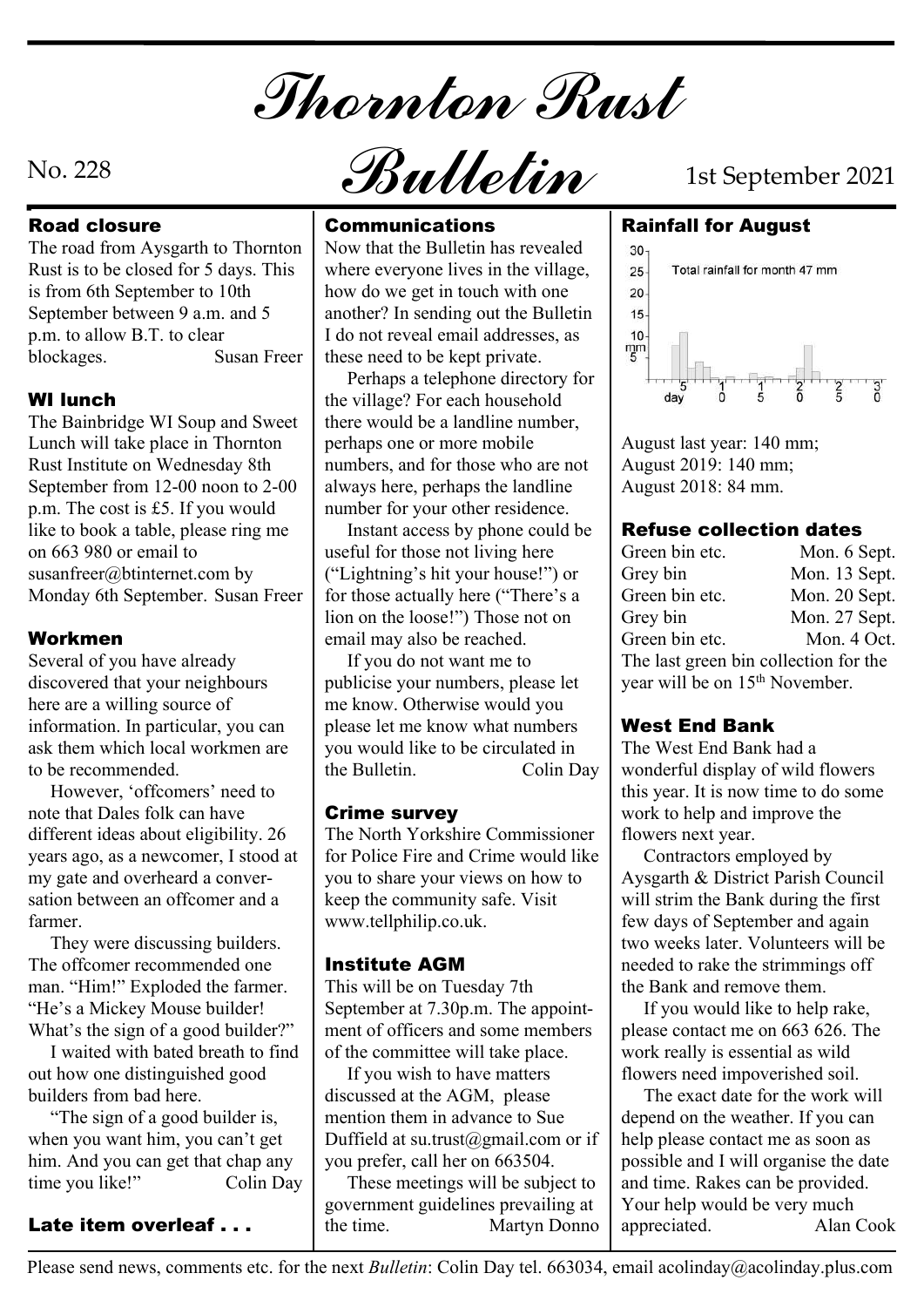# Thornton Rust Bulletin

No. 228 1st September 2021

## Road closure

The road from Aysgarth to Thornton Rust is to be closed for 5 days. This is from 6th September to 10th September between 9 a.m. and 5 p.m. to allow B.T. to clear blockages. Susan Freer

## WI lunch

The Bainbridge WI Soup and Sweet Lunch will take place in Thornton Rust Institute on Wednesday 8th September from 12-00 noon to 2-00 p.m. The cost is £5. If you would like to book a table, please ring me on 663 980 or email to susanfreer@btinternet.com by Monday 6th September. Susan Freer

## Workmen

Several of you have already discovered that your neighbours here are a willing source of information. In particular, you can ask them which local workmen are to be recommended.

However, 'offcomers' need to note that Dales folk can have different ideas about eligibility. 26 years ago, as a newcomer, I stood at my gate and overheard a conversation between an offcomer and a farmer.

They were discussing builders. The offcomer recommended one man. "Him!" Exploded the farmer. "He's a Mickey Mouse builder! What's the sign of a good builder?"

I waited with bated breath to find out how one distinguished good builders from bad here.

"The sign of a good builder is, when you want him, you can't get him. And you can get that chap any time you like!" Colin Day

**Late item overleaf . . .**

## Communications

Now that the Bulletin has revealed where everyone lives in the village, how do we get in touch with one another? In sending out the Bulletin I do not reveal email addresses, as these need to be kept private.

Perhaps a telephone directory for the village? For each household there would be a landline number, perhaps one or more mobile numbers, and for those who are not always here, perhaps the landline number for your other residence.

Instant access by phone could be useful for those not living here ("Lightning's hit your house!") or for those actually here ("There's a lion on the loose!") Those not on email may also be reached.

If you do not want me to publicise your numbers, please let me know. Otherwise would you please let me know what numbers you would like to be circulated in the Bulletin. Colin Day

## Crime survey

The North Yorkshire Commissioner for Police Fire and Crime would like you to share your views on how to keep the community safe. Visit www.tellphilip.co.uk.

## Institute AGM

This will be on Tuesday 7th September at 7.30p.m. The appointment of officers and some members of the committee will take place.

If you wish to have matters discussed at the AGM, please mention them in advance to Sue Duffield at su.trust@gmail.com or if you prefer, call her on 663504.

These meetings will be subject to government guidelines prevailing at the time. Martyn Donno

## Rainfall for August

Total rainfall for month 47 mm

August last year: 140 mm;
August 2019: 140 mm;
August 2018: 84 mm.

## Refuse collection dates

| | |
|---|---|
| Green bin etc. | Mon. 6 Sept. |
| Grey bin | Mon. 13 Sept. |
| Green bin etc. | Mon. 20 Sept. |
| Grey bin | Mon. 27 Sept. |
| Green bin etc. | Mon. 4 Oct. |

The last green bin collection for the year will be on 15th November.

## West End Bank

The West End Bank had a wonderful display of wild flowers this year. It is now time to do some work to help and improve the flowers next year.

Contractors employed by Aysgarth & District Parish Council will strim the Bank during the first few days of September and again two weeks later. Volunteers will be needed to rake the strimmings off the Bank and remove them.

If you would like to help rake, please contact me on 663 626. The work really is essential as wild flowers need impoverished soil.

The exact date for the work will depend on the weather. If you can help please contact me as soon as possible and I will organise the date and time. Rakes can be provided. Your help would be very much appreciated. Alan Cook

Please send news, comments etc. for the next *Bulletin*: Colin Day tel. 663034, email acolinday@acolinday.plus.com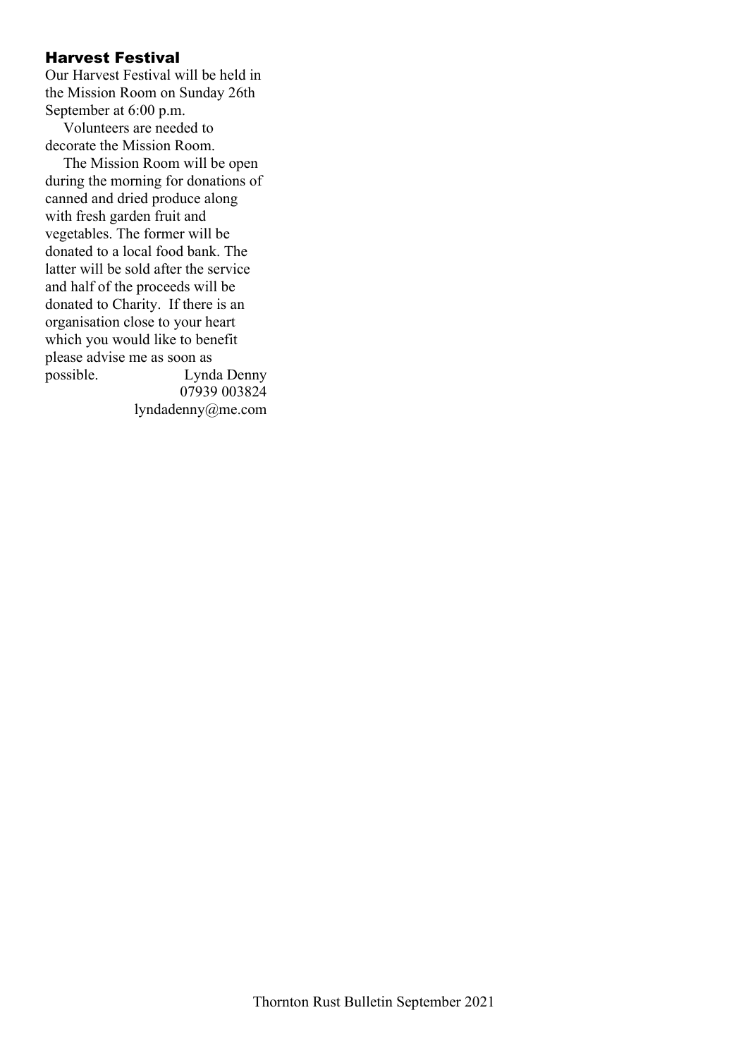## Harvest Festival

Our Harvest Festival will be held in the Mission Room on Sunday 26th September at 6:00 p.m.

Volunteers are needed to decorate the Mission Room.

The Mission Room will be open during the morning for donations of canned and dried produce along with fresh garden fruit and vegetables. The former will be donated to a local food bank. The latter will be sold after the service and half of the proceeds will be donated to Charity. If there is an organisation close to your heart which you would like to benefit please advise me as soon as possible.

Lynda Denny
07939 003824
lyndadenny@me.com